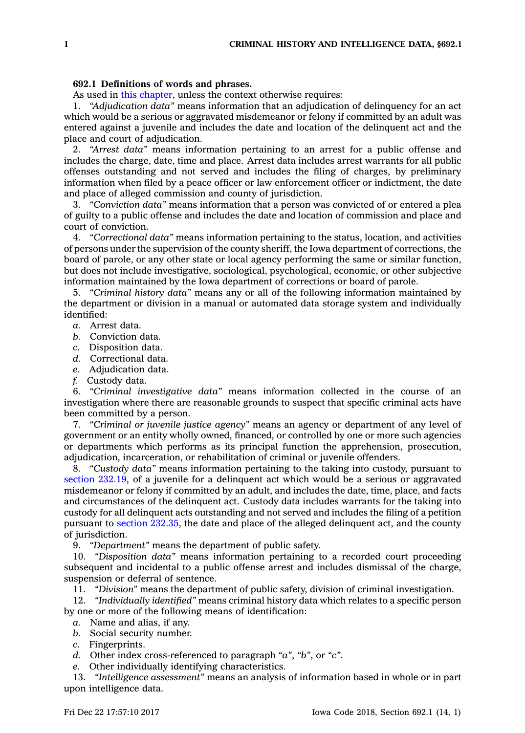**692.1 Definitions of words and phrases.**

As used in this chapter, unless the context otherwise requires:

1. *"Adjudication data"* means information that an adjudication of delinquency for an act which would be a serious or aggravated misdemeanor or felony if committed by an adult was entered against a juvenile and includes the date and location of the delinquent act and the place and court of adjudication.

2. *"Arrest data"* means information pertaining to an arrest for a public offense and includes the charge, date, time and place. Arrest data includes arrest warrants for all public offenses outstanding and not served and includes the filing of charges, by preliminary information when filed by a peace officer or law enforcement officer or indictment, the date and place of alleged commission and county of jurisdiction.

3. *"Conviction data"* means information that a person was convicted of or entered a plea of guilty to a public offense and includes the date and location of commission and place and court of conviction.

4. *"Correctional data"* means information pertaining to the status, location, and activities of persons under the supervision of the county sheriff, the Iowa department of corrections, the board of parole, or any other state or local agency performing the same or similar function, but does not include investigative, sociological, psychological, economic, or other subjective information maintained by the Iowa department of corrections or board of parole.

5. *"Criminal history data"* means any or all of the following information maintained by the department or division in a manual or automated data storage system and individually identified:

*a.* Arrest data.

*b.* Conviction data.

*c.* Disposition data.

*d.* Correctional data.

*e.* Adjudication data.

*f.* Custody data.

6. *"Criminal investigative data"* means information collected in the course of an investigation where there are reasonable grounds to suspect that specific criminal acts have been committed by a person.

7. *"Criminal or juvenile justice agency"* means an agency or department of any level of government or an entity wholly owned, financed, or controlled by one or more such agencies or departments which performs as its principal function the apprehension, prosecution, adjudication, incarceration, or rehabilitation of criminal or juvenile offenders.

8. *"Custody data"* means information pertaining to the taking into custody, pursuant to section 232.19, of a juvenile for a delinquent act which would be a serious or aggravated misdemeanor or felony if committed by an adult, and includes the date, time, place, and facts and circumstances of the delinquent act. Custody data includes warrants for the taking into custody for all delinquent acts outstanding and not served and includes the filing of a petition pursuant to section 232.35, the date and place of the alleged delinquent act, and the county of jurisdiction.

9. *"Department"* means the department of public safety.

10. *"Disposition data"* means information pertaining to a recorded court proceeding subsequent and incidental to a public offense arrest and includes dismissal of the charge, suspension or deferral of sentence.

11. *"Division"* means the department of public safety, division of criminal investigation.

12. *"Individually identified"* means criminal history data which relates to a specific person by one or more of the following means of identification:

*a.* Name and alias, if any.

*b.* Social security number.

*c.* Fingerprints.

*d.* Other index cross-referenced to paragraph *"a"*, *"b"*, or *"c"*.

*e.* Other individually identifying characteristics.

13. *"Intelligence assessment"* means an analysis of information based in whole or in part upon intelligence data.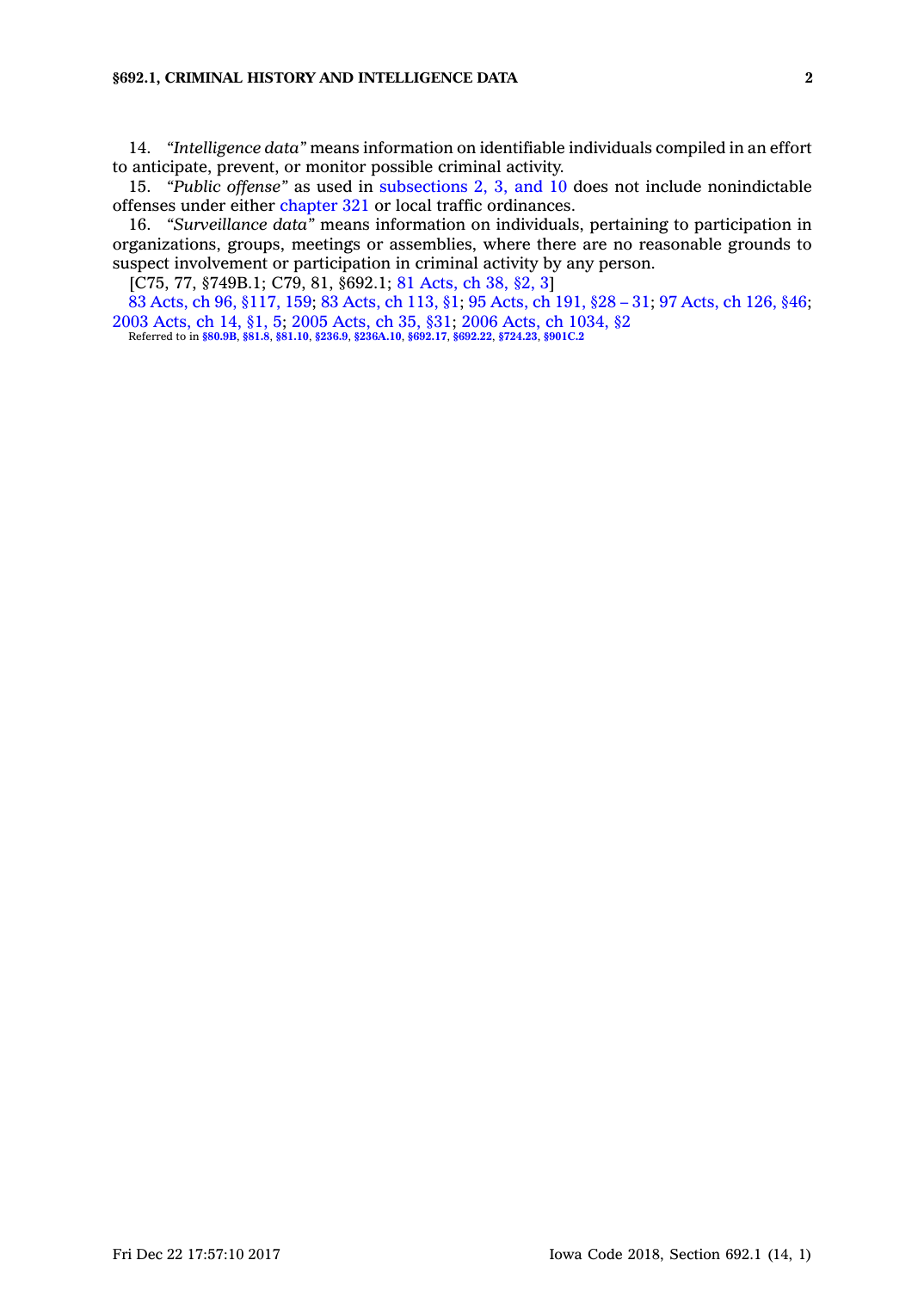14. *"Intelligence data"* means information on identifiable individuals compiled in an effort to anticipate, prevent, or monitor possible criminal activity.

15. *"Public offense"* as used in subsections 2, 3, and 10 does not include nonindictable offenses under either chapter 321 or local traffic ordinances.

16. *"Surveillance data"* means information on individuals, pertaining to participation in organizations, groups, meetings or assemblies, where there are no reasonable grounds to suspect involvement or participation in criminal activity by any person.

[C75, 77, §749B.1; C79, 81, §692.1; 81 Acts, ch 38, §2, 3]

83 Acts, ch 96, §117, 159; 83 Acts, ch 113, §1; 95 Acts, ch 191, §28 – 31; 97 Acts, ch 126, §46; 2003 Acts, ch 14, §1, 5; 2005 Acts, ch 35, §31; 2006 Acts, ch 1034, §2

Referred to in **§80.9B**, **§81.8**, **§81.10**, **§236.9**, **§236A.10**, **§692.17**, **§692.22**, **§724.23**, **§901C.2**